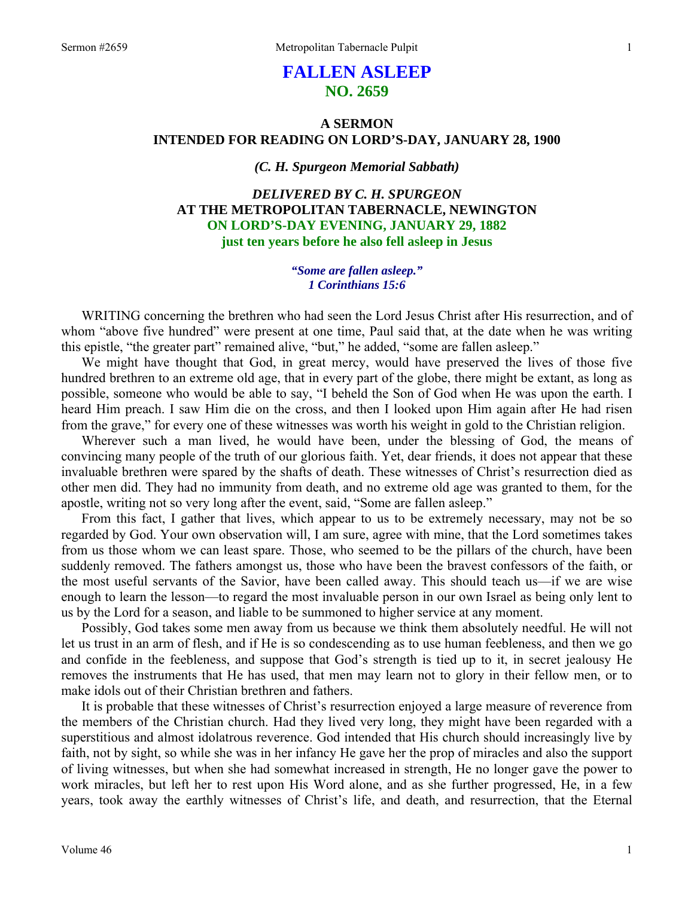# FALLEN ASLEEP
## NO. 2659

### A SERMON
### INTENDED FOR READING ON LORD'S-DAY, JANUARY 28, 1900

***(C. H. Spurgeon Memorial Sabbath)***

***DELIVERED BY C. H. SPURGEON***
**AT THE METROPOLITAN TABERNACLE, NEWINGTON**
**ON LORD'S-DAY EVENING, JANUARY 29, 1882**
**just ten years before he also fell asleep in Jesus**

> ***"Some are fallen asleep."***
> ***1 Corinthians 15:6***

WRITING concerning the brethren who had seen the Lord Jesus Christ after His resurrection, and of whom "above five hundred" were present at one time, Paul said that, at the date when he was writing this epistle, "the greater part" remained alive, "but," he added, "some are fallen asleep."

We might have thought that God, in great mercy, would have preserved the lives of those five hundred brethren to an extreme old age, that in every part of the globe, there might be extant, as long as possible, someone who would be able to say, "I beheld the Son of God when He was upon the earth. I heard Him preach. I saw Him die on the cross, and then I looked upon Him again after He had risen from the grave," for every one of these witnesses was worth his weight in gold to the Christian religion.

Wherever such a man lived, he would have been, under the blessing of God, the means of convincing many people of the truth of our glorious faith. Yet, dear friends, it does not appear that these invaluable brethren were spared by the shafts of death. These witnesses of Christ's resurrection died as other men did. They had no immunity from death, and no extreme old age was granted to them, for the apostle, writing not so very long after the event, said, "Some are fallen asleep."

From this fact, I gather that lives, which appear to us to be extremely necessary, may not be so regarded by God. Your own observation will, I am sure, agree with mine, that the Lord sometimes takes from us those whom we can least spare. Those, who seemed to be the pillars of the church, have been suddenly removed. The fathers amongst us, those who have been the bravest confessors of the faith, or the most useful servants of the Savior, have been called away. This should teach us—if we are wise enough to learn the lesson—to regard the most invaluable person in our own Israel as being only lent to us by the Lord for a season, and liable to be summoned to higher service at any moment.

Possibly, God takes some men away from us because we think them absolutely needful. He will not let us trust in an arm of flesh, and if He is so condescending as to use human feebleness, and then we go and confide in the feebleness, and suppose that God's strength is tied up to it, in secret jealousy He removes the instruments that He has used, that men may learn not to glory in their fellow men, or to make idols out of their Christian brethren and fathers.

It is probable that these witnesses of Christ's resurrection enjoyed a large measure of reverence from the members of the Christian church. Had they lived very long, they might have been regarded with a superstitious and almost idolatrous reverence. God intended that His church should increasingly live by faith, not by sight, so while she was in her infancy He gave her the prop of miracles and also the support of living witnesses, but when she had somewhat increased in strength, He no longer gave the power to work miracles, but left her to rest upon His Word alone, and as she further progressed, He, in a few years, took away the earthly witnesses of Christ's life, and death, and resurrection, that the Eternal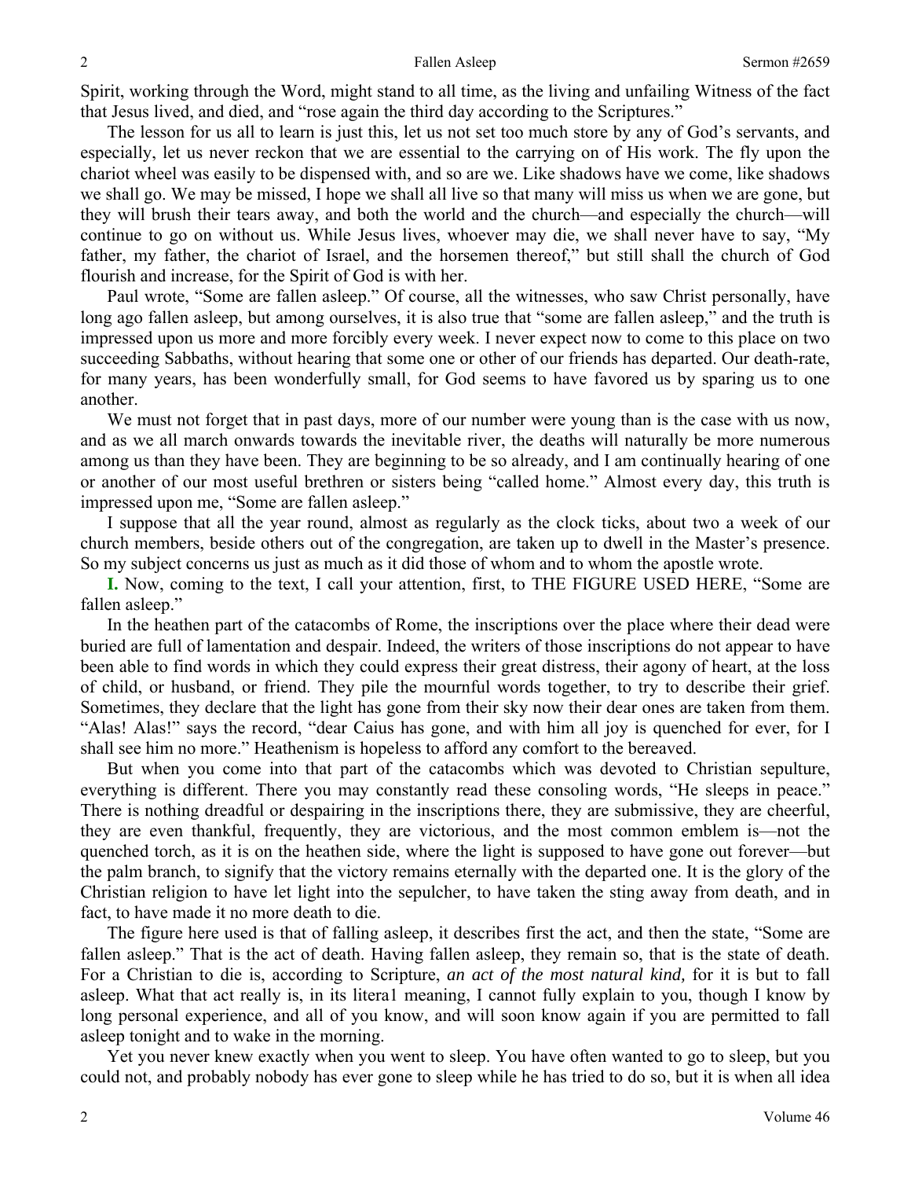Spirit, working through the Word, might stand to all time, as the living and unfailing Witness of the fact that Jesus lived, and died, and "rose again the third day according to the Scriptures."

The lesson for us all to learn is just this, let us not set too much store by any of God's servants, and especially, let us never reckon that we are essential to the carrying on of His work. The fly upon the chariot wheel was easily to be dispensed with, and so are we. Like shadows have we come, like shadows we shall go. We may be missed, I hope we shall all live so that many will miss us when we are gone, but they will brush their tears away, and both the world and the church—and especially the church—will continue to go on without us. While Jesus lives, whoever may die, we shall never have to say, "My father, my father, the chariot of Israel, and the horsemen thereof," but still shall the church of God flourish and increase, for the Spirit of God is with her.

Paul wrote, "Some are fallen asleep." Of course, all the witnesses, who saw Christ personally, have long ago fallen asleep, but among ourselves, it is also true that "some are fallen asleep," and the truth is impressed upon us more and more forcibly every week. I never expect now to come to this place on two succeeding Sabbaths, without hearing that some one or other of our friends has departed. Our death-rate, for many years, has been wonderfully small, for God seems to have favored us by sparing us to one another.

We must not forget that in past days, more of our number were young than is the case with us now, and as we all march onwards towards the inevitable river, the deaths will naturally be more numerous among us than they have been. They are beginning to be so already, and I am continually hearing of one or another of our most useful brethren or sisters being "called home." Almost every day, this truth is impressed upon me, "Some are fallen asleep."

I suppose that all the year round, almost as regularly as the clock ticks, about two a week of our church members, beside others out of the congregation, are taken up to dwell in the Master's presence. So my subject concerns us just as much as it did those of whom and to whom the apostle wrote.

**I.** Now, coming to the text, I call your attention, first, to THE FIGURE USED HERE, "Some are fallen asleep."

In the heathen part of the catacombs of Rome, the inscriptions over the place where their dead were buried are full of lamentation and despair. Indeed, the writers of those inscriptions do not appear to have been able to find words in which they could express their great distress, their agony of heart, at the loss of child, or husband, or friend. They pile the mournful words together, to try to describe their grief. Sometimes, they declare that the light has gone from their sky now their dear ones are taken from them. "Alas! Alas!" says the record, "dear Caius has gone, and with him all joy is quenched for ever, for I shall see him no more." Heathenism is hopeless to afford any comfort to the bereaved.

But when you come into that part of the catacombs which was devoted to Christian sepulture, everything is different. There you may constantly read these consoling words, "He sleeps in peace." There is nothing dreadful or despairing in the inscriptions there, they are submissive, they are cheerful, they are even thankful, frequently, they are victorious, and the most common emblem is—not the quenched torch, as it is on the heathen side, where the light is supposed to have gone out forever—but the palm branch, to signify that the victory remains eternally with the departed one. It is the glory of the Christian religion to have let light into the sepulcher, to have taken the sting away from death, and in fact, to have made it no more death to die.

The figure here used is that of falling asleep, it describes first the act, and then the state, "Some are fallen asleep." That is the act of death. Having fallen asleep, they remain so, that is the state of death. For a Christian to die is, according to Scripture, *an act of the most natural kind,* for it is but to fall asleep. What that act really is, in its litera1 meaning, I cannot fully explain to you, though I know by long personal experience, and all of you know, and will soon know again if you are permitted to fall asleep tonight and to wake in the morning.

Yet you never knew exactly when you went to sleep. You have often wanted to go to sleep, but you could not, and probably nobody has ever gone to sleep while he has tried to do so, but it is when all idea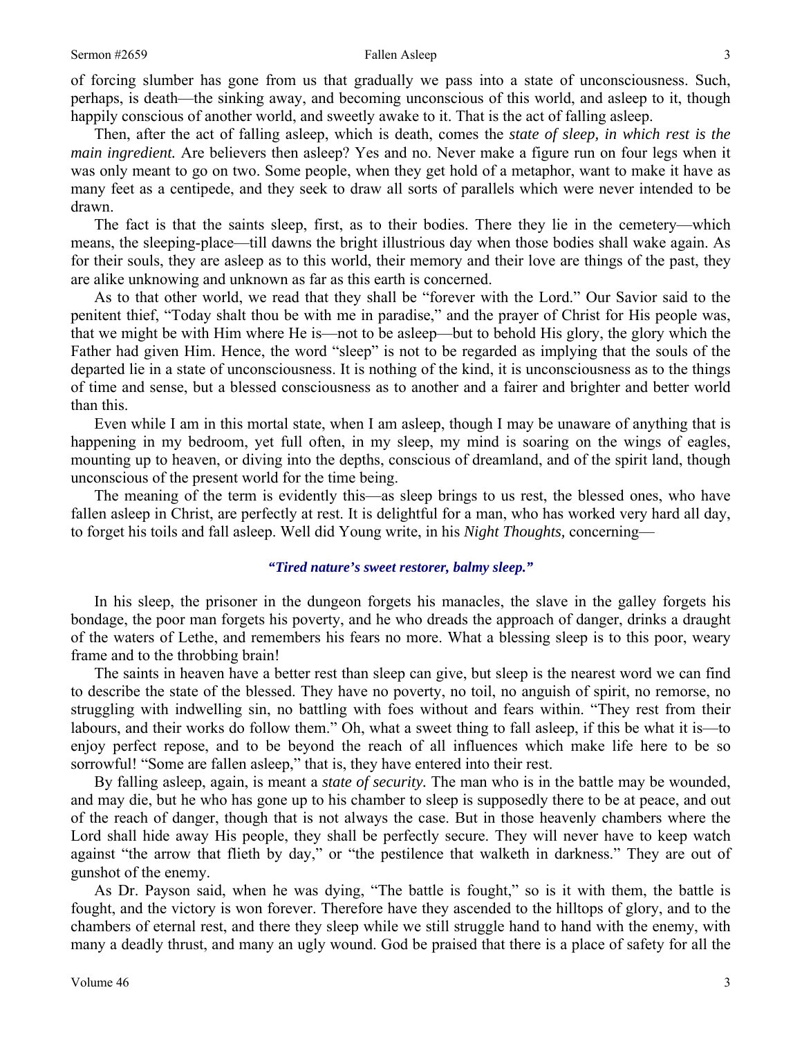of forcing slumber has gone from us that gradually we pass into a state of unconsciousness. Such, perhaps, is death—the sinking away, and becoming unconscious of this world, and asleep to it, though happily conscious of another world, and sweetly awake to it. That is the act of falling asleep.

Then, after the act of falling asleep, which is death, comes the *state of sleep, in which rest is the main ingredient.* Are believers then asleep? Yes and no. Never make a figure run on four legs when it was only meant to go on two. Some people, when they get hold of a metaphor, want to make it have as many feet as a centipede, and they seek to draw all sorts of parallels which were never intended to be drawn.

The fact is that the saints sleep, first, as to their bodies. There they lie in the cemetery—which means, the sleeping-place—till dawns the bright illustrious day when those bodies shall wake again. As for their souls, they are asleep as to this world, their memory and their love are things of the past, they are alike unknowing and unknown as far as this earth is concerned.

As to that other world, we read that they shall be "forever with the Lord." Our Savior said to the penitent thief, "Today shalt thou be with me in paradise," and the prayer of Christ for His people was, that we might be with Him where He is—not to be asleep—but to behold His glory, the glory which the Father had given Him. Hence, the word "sleep" is not to be regarded as implying that the souls of the departed lie in a state of unconsciousness. It is nothing of the kind, it is unconsciousness as to the things of time and sense, but a blessed consciousness as to another and a fairer and brighter and better world than this.

Even while I am in this mortal state, when I am asleep, though I may be unaware of anything that is happening in my bedroom, yet full often, in my sleep, my mind is soaring on the wings of eagles, mounting up to heaven, or diving into the depths, conscious of dreamland, and of the spirit land, though unconscious of the present world for the time being.

The meaning of the term is evidently this—as sleep brings to us rest, the blessed ones, who have fallen asleep in Christ, are perfectly at rest. It is delightful for a man, who has worked very hard all day, to forget his toils and fall asleep. Well did Young write, in his *Night Thoughts,* concerning—

***"Tired nature's sweet restorer, balmy sleep."***

In his sleep, the prisoner in the dungeon forgets his manacles, the slave in the galley forgets his bondage, the poor man forgets his poverty, and he who dreads the approach of danger, drinks a draught of the waters of Lethe, and remembers his fears no more. What a blessing sleep is to this poor, weary frame and to the throbbing brain!

The saints in heaven have a better rest than sleep can give, but sleep is the nearest word we can find to describe the state of the blessed. They have no poverty, no toil, no anguish of spirit, no remorse, no struggling with indwelling sin, no battling with foes without and fears within. "They rest from their labours, and their works do follow them." Oh, what a sweet thing to fall asleep, if this be what it is—to enjoy perfect repose, and to be beyond the reach of all influences which make life here to be so sorrowful! "Some are fallen asleep," that is, they have entered into their rest.

By falling asleep, again, is meant a *state of security.* The man who is in the battle may be wounded, and may die, but he who has gone up to his chamber to sleep is supposedly there to be at peace, and out of the reach of danger, though that is not always the case. But in those heavenly chambers where the Lord shall hide away His people, they shall be perfectly secure. They will never have to keep watch against "the arrow that flieth by day," or "the pestilence that walketh in darkness." They are out of gunshot of the enemy.

As Dr. Payson said, when he was dying, "The battle is fought," so is it with them, the battle is fought, and the victory is won forever. Therefore have they ascended to the hilltops of glory, and to the chambers of eternal rest, and there they sleep while we still struggle hand to hand with the enemy, with many a deadly thrust, and many an ugly wound. God be praised that there is a place of safety for all the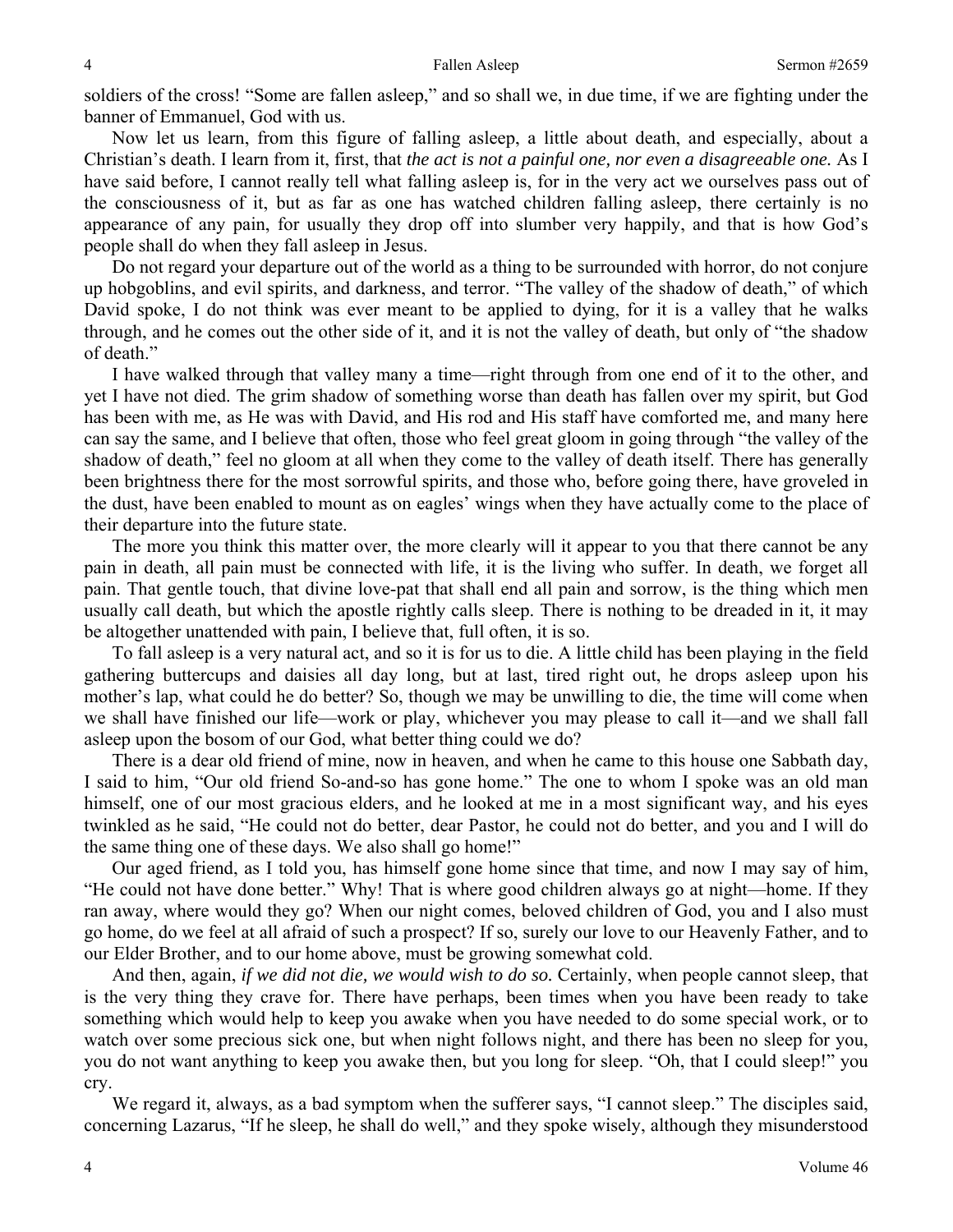soldiers of the cross! "Some are fallen asleep," and so shall we, in due time, if we are fighting under the banner of Emmanuel, God with us.

Now let us learn, from this figure of falling asleep, a little about death, and especially, about a Christian's death. I learn from it, first, that *the act is not a painful one, nor even a disagreeable one.* As I have said before, I cannot really tell what falling asleep is, for in the very act we ourselves pass out of the consciousness of it, but as far as one has watched children falling asleep, there certainly is no appearance of any pain, for usually they drop off into slumber very happily, and that is how God's people shall do when they fall asleep in Jesus.

Do not regard your departure out of the world as a thing to be surrounded with horror, do not conjure up hobgoblins, and evil spirits, and darkness, and terror. "The valley of the shadow of death," of which David spoke, I do not think was ever meant to be applied to dying, for it is a valley that he walks through, and he comes out the other side of it, and it is not the valley of death, but only of "the shadow of death."

I have walked through that valley many a time—right through from one end of it to the other, and yet I have not died. The grim shadow of something worse than death has fallen over my spirit, but God has been with me, as He was with David, and His rod and His staff have comforted me, and many here can say the same, and I believe that often, those who feel great gloom in going through "the valley of the shadow of death," feel no gloom at all when they come to the valley of death itself. There has generally been brightness there for the most sorrowful spirits, and those who, before going there, have groveled in the dust, have been enabled to mount as on eagles' wings when they have actually come to the place of their departure into the future state.

The more you think this matter over, the more clearly will it appear to you that there cannot be any pain in death, all pain must be connected with life, it is the living who suffer. In death, we forget all pain. That gentle touch, that divine love-pat that shall end all pain and sorrow, is the thing which men usually call death, but which the apostle rightly calls sleep. There is nothing to be dreaded in it, it may be altogether unattended with pain, I believe that, full often, it is so.

To fall asleep is a very natural act, and so it is for us to die. A little child has been playing in the field gathering buttercups and daisies all day long, but at last, tired right out, he drops asleep upon his mother's lap, what could he do better? So, though we may be unwilling to die, the time will come when we shall have finished our life—work or play, whichever you may please to call it—and we shall fall asleep upon the bosom of our God, what better thing could we do?

There is a dear old friend of mine, now in heaven, and when he came to this house one Sabbath day, I said to him, "Our old friend So-and-so has gone home." The one to whom I spoke was an old man himself, one of our most gracious elders, and he looked at me in a most significant way, and his eyes twinkled as he said, "He could not do better, dear Pastor, he could not do better, and you and I will do the same thing one of these days. We also shall go home!"

Our aged friend, as I told you, has himself gone home since that time, and now I may say of him, "He could not have done better." Why! That is where good children always go at night—home. If they ran away, where would they go? When our night comes, beloved children of God, you and I also must go home, do we feel at all afraid of such a prospect? If so, surely our love to our Heavenly Father, and to our Elder Brother, and to our home above, must be growing somewhat cold.

And then, again, *if we did not die, we would wish to do so.* Certainly, when people cannot sleep, that is the very thing they crave for. There have perhaps, been times when you have been ready to take something which would help to keep you awake when you have needed to do some special work, or to watch over some precious sick one, but when night follows night, and there has been no sleep for you, you do not want anything to keep you awake then, but you long for sleep. "Oh, that I could sleep!" you cry.

We regard it, always, as a bad symptom when the sufferer says, "I cannot sleep." The disciples said, concerning Lazarus, "If he sleep, he shall do well," and they spoke wisely, although they misunderstood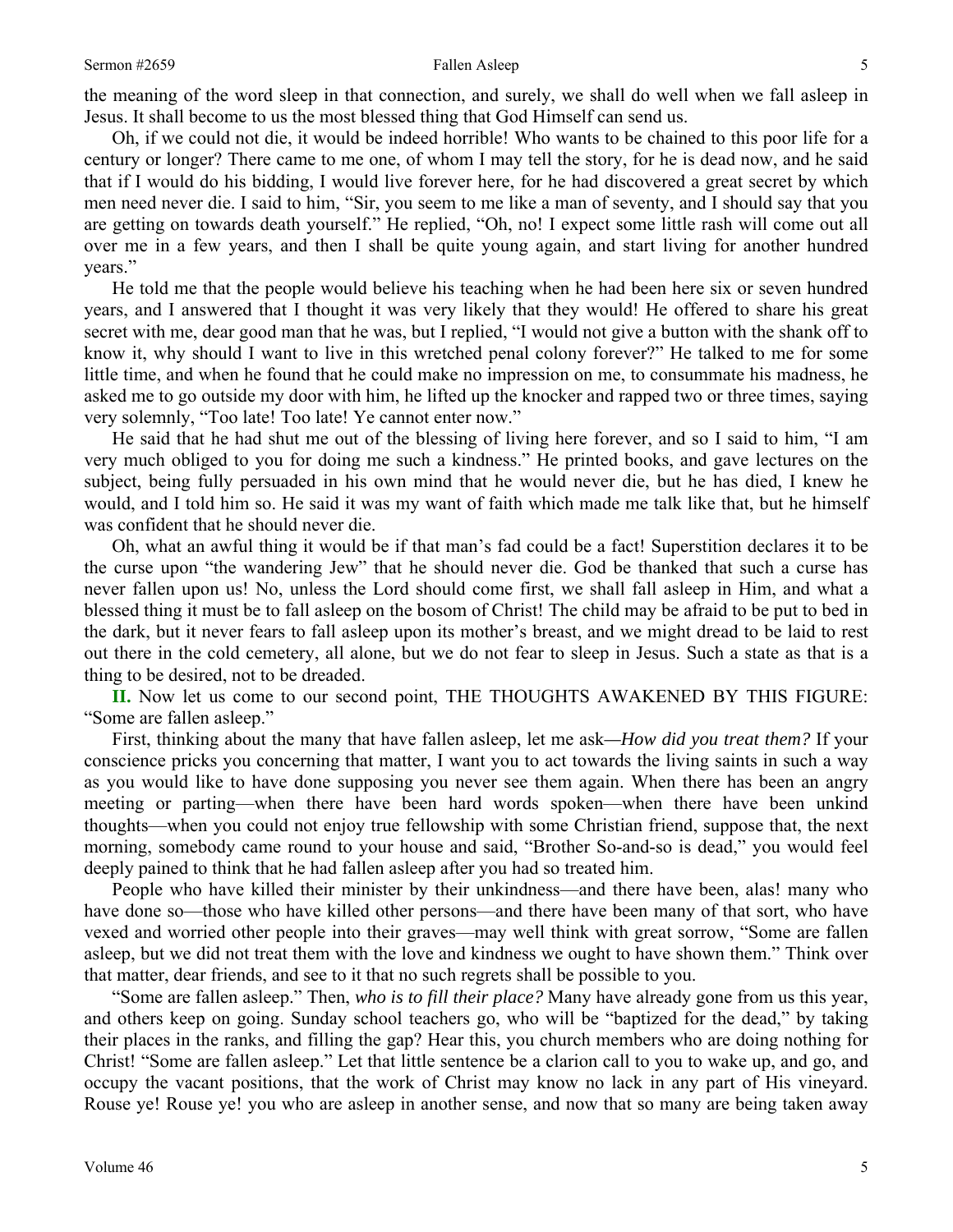the meaning of the word sleep in that connection, and surely, we shall do well when we fall asleep in Jesus. It shall become to us the most blessed thing that God Himself can send us.

Oh, if we could not die, it would be indeed horrible! Who wants to be chained to this poor life for a century or longer? There came to me one, of whom I may tell the story, for he is dead now, and he said that if I would do his bidding, I would live forever here, for he had discovered a great secret by which men need never die. I said to him, "Sir, you seem to me like a man of seventy, and I should say that you are getting on towards death yourself." He replied, "Oh, no! I expect some little rash will come out all over me in a few years, and then I shall be quite young again, and start living for another hundred years."

He told me that the people would believe his teaching when he had been here six or seven hundred years, and I answered that I thought it was very likely that they would! He offered to share his great secret with me, dear good man that he was, but I replied, "I would not give a button with the shank off to know it, why should I want to live in this wretched penal colony forever?" He talked to me for some little time, and when he found that he could make no impression on me, to consummate his madness, he asked me to go outside my door with him, he lifted up the knocker and rapped two or three times, saying very solemnly, "Too late! Too late! Ye cannot enter now."

He said that he had shut me out of the blessing of living here forever, and so I said to him, "I am very much obliged to you for doing me such a kindness." He printed books, and gave lectures on the subject, being fully persuaded in his own mind that he would never die, but he has died, I knew he would, and I told him so. He said it was my want of faith which made me talk like that, but he himself was confident that he should never die.

Oh, what an awful thing it would be if that man's fad could be a fact! Superstition declares it to be the curse upon "the wandering Jew" that he should never die. God be thanked that such a curse has never fallen upon us! No, unless the Lord should come first, we shall fall asleep in Him, and what a blessed thing it must be to fall asleep on the bosom of Christ! The child may be afraid to be put to bed in the dark, but it never fears to fall asleep upon its mother's breast, and we might dread to be laid to rest out there in the cold cemetery, all alone, but we do not fear to sleep in Jesus. Such a state as that is a thing to be desired, not to be dreaded.

**II.** Now let us come to our second point, THE THOUGHTS AWAKENED BY THIS FIGURE: "Some are fallen asleep."

First, thinking about the many that have fallen asleep, let me ask—*How did you treat them?* If your conscience pricks you concerning that matter, I want you to act towards the living saints in such a way as you would like to have done supposing you never see them again. When there has been an angry meeting or parting—when there have been hard words spoken—when there have been unkind thoughts—when you could not enjoy true fellowship with some Christian friend, suppose that, the next morning, somebody came round to your house and said, "Brother So-and-so is dead," you would feel deeply pained to think that he had fallen asleep after you had so treated him.

People who have killed their minister by their unkindness—and there have been, alas! many who have done so—those who have killed other persons—and there have been many of that sort, who have vexed and worried other people into their graves—may well think with great sorrow, "Some are fallen asleep, but we did not treat them with the love and kindness we ought to have shown them." Think over that matter, dear friends, and see to it that no such regrets shall be possible to you.

"Some are fallen asleep." Then, *who is to fill their place?* Many have already gone from us this year, and others keep on going. Sunday school teachers go, who will be "baptized for the dead," by taking their places in the ranks, and filling the gap? Hear this, you church members who are doing nothing for Christ! "Some are fallen asleep." Let that little sentence be a clarion call to you to wake up, and go, and occupy the vacant positions, that the work of Christ may know no lack in any part of His vineyard. Rouse ye! Rouse ye! you who are asleep in another sense, and now that so many are being taken away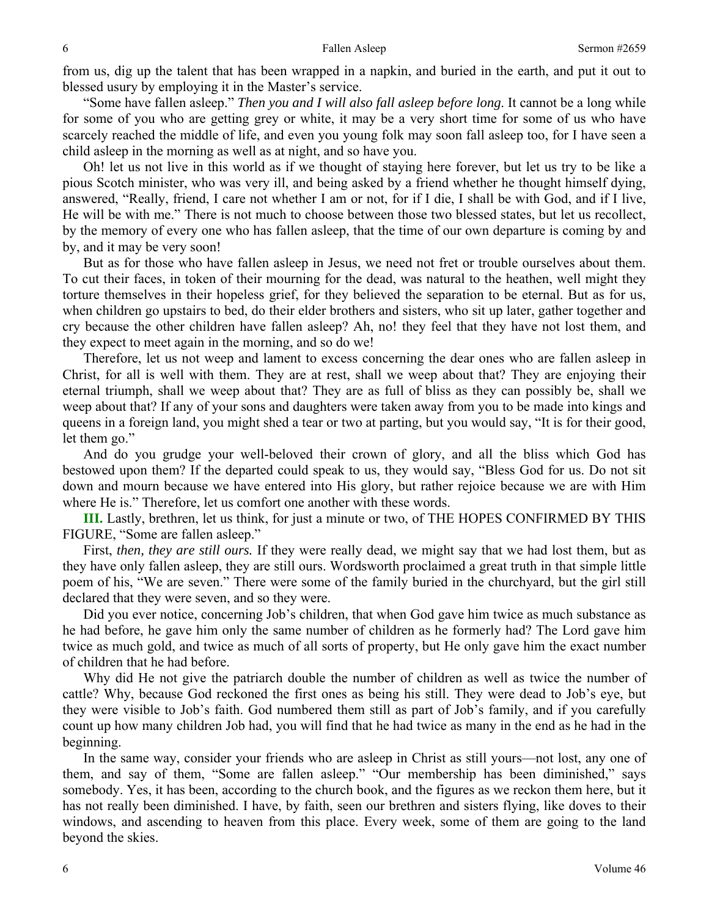from us, dig up the talent that has been wrapped in a napkin, and buried in the earth, and put it out to blessed usury by employing it in the Master's service.

"Some have fallen asleep." *Then you and I will also fall asleep before long*. It cannot be a long while for some of you who are getting grey or white, it may be a very short time for some of us who have scarcely reached the middle of life, and even you young folk may soon fall asleep too, for I have seen a child asleep in the morning as well as at night, and so have you.

Oh! let us not live in this world as if we thought of staying here forever, but let us try to be like a pious Scotch minister, who was very ill, and being asked by a friend whether he thought himself dying, answered, "Really, friend, I care not whether I am or not, for if I die, I shall be with God, and if I live, He will be with me." There is not much to choose between those two blessed states, but let us recollect, by the memory of every one who has fallen asleep, that the time of our own departure is coming by and by, and it may be very soon!

But as for those who have fallen asleep in Jesus, we need not fret or trouble ourselves about them. To cut their faces, in token of their mourning for the dead, was natural to the heathen, well might they torture themselves in their hopeless grief, for they believed the separation to be eternal. But as for us, when children go upstairs to bed, do their elder brothers and sisters, who sit up later, gather together and cry because the other children have fallen asleep? Ah, no! they feel that they have not lost them, and they expect to meet again in the morning, and so do we!

Therefore, let us not weep and lament to excess concerning the dear ones who are fallen asleep in Christ, for all is well with them. They are at rest, shall we weep about that? They are enjoying their eternal triumph, shall we weep about that? They are as full of bliss as they can possibly be, shall we weep about that? If any of your sons and daughters were taken away from you to be made into kings and queens in a foreign land, you might shed a tear or two at parting, but you would say, "It is for their good, let them go."

And do you grudge your well-beloved their crown of glory, and all the bliss which God has bestowed upon them? If the departed could speak to us, they would say, "Bless God for us. Do not sit down and mourn because we have entered into His glory, but rather rejoice because we are with Him where He is." Therefore, let us comfort one another with these words.

**III.** Lastly, brethren, let us think, for just a minute or two, of THE HOPES CONFIRMED BY THIS FIGURE, "Some are fallen asleep."

First, *then, they are still ours.* If they were really dead, we might say that we had lost them, but as they have only fallen asleep, they are still ours. Wordsworth proclaimed a great truth in that simple little poem of his, "We are seven." There were some of the family buried in the churchyard, but the girl still declared that they were seven, and so they were.

Did you ever notice, concerning Job's children, that when God gave him twice as much substance as he had before, he gave him only the same number of children as he formerly had? The Lord gave him twice as much gold, and twice as much of all sorts of property, but He only gave him the exact number of children that he had before.

Why did He not give the patriarch double the number of children as well as twice the number of cattle? Why, because God reckoned the first ones as being his still. They were dead to Job's eye, but they were visible to Job's faith. God numbered them still as part of Job's family, and if you carefully count up how many children Job had, you will find that he had twice as many in the end as he had in the beginning.

In the same way, consider your friends who are asleep in Christ as still yours—not lost, any one of them, and say of them, "Some are fallen asleep." "Our membership has been diminished," says somebody. Yes, it has been, according to the church book, and the figures as we reckon them here, but it has not really been diminished. I have, by faith, seen our brethren and sisters flying, like doves to their windows, and ascending to heaven from this place. Every week, some of them are going to the land beyond the skies.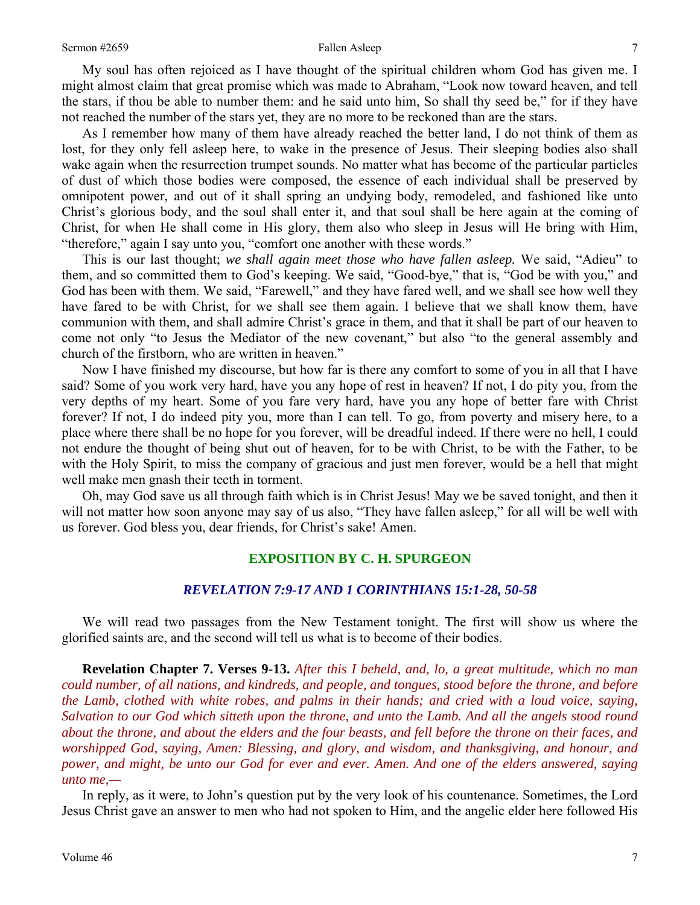My soul has often rejoiced as I have thought of the spiritual children whom God has given me. I might almost claim that great promise which was made to Abraham, "Look now toward heaven, and tell the stars, if thou be able to number them: and he said unto him, So shall thy seed be," for if they have not reached the number of the stars yet, they are no more to be reckoned than are the stars.

As I remember how many of them have already reached the better land, I do not think of them as lost, for they only fell asleep here, to wake in the presence of Jesus. Their sleeping bodies also shall wake again when the resurrection trumpet sounds. No matter what has become of the particular particles of dust of which those bodies were composed, the essence of each individual shall be preserved by omnipotent power, and out of it shall spring an undying body, remodeled, and fashioned like unto Christ's glorious body, and the soul shall enter it, and that soul shall be here again at the coming of Christ, for when He shall come in His glory, them also who sleep in Jesus will He bring with Him, "therefore," again I say unto you, "comfort one another with these words."

This is our last thought; *we shall again meet those who have fallen asleep.* We said, "Adieu" to them, and so committed them to God's keeping. We said, "Good-bye," that is, "God be with you," and God has been with them. We said, "Farewell," and they have fared well, and we shall see how well they have fared to be with Christ, for we shall see them again. I believe that we shall know them, have communion with them, and shall admire Christ's grace in them, and that it shall be part of our heaven to come not only "to Jesus the Mediator of the new covenant," but also "to the general assembly and church of the firstborn, who are written in heaven."

Now I have finished my discourse, but how far is there any comfort to some of you in all that I have said? Some of you work very hard, have you any hope of rest in heaven? If not, I do pity you, from the very depths of my heart. Some of you fare very hard, have you any hope of better fare with Christ forever? If not, I do indeed pity you, more than I can tell. To go, from poverty and misery here, to a place where there shall be no hope for you forever, will be dreadful indeed. If there were no hell, I could not endure the thought of being shut out of heaven, for to be with Christ, to be with the Father, to be with the Holy Spirit, to miss the company of gracious and just men forever, would be a hell that might well make men gnash their teeth in torment.

Oh, may God save us all through faith which is in Christ Jesus! May we be saved tonight, and then it will not matter how soon anyone may say of us also, "They have fallen asleep," for all will be well with us forever. God bless you, dear friends, for Christ's sake! Amen.

## EXPOSITION BY C. H. SPURGEON

### *REVELATION 7:9-17 AND 1 CORINTHIANS 15:1-28, 50-58*

We will read two passages from the New Testament tonight. The first will show us where the glorified saints are, and the second will tell us what is to become of their bodies.

**Revelation Chapter 7. Verses 9-13.** *After this I beheld, and, lo, a great multitude, which no man could number, of all nations, and kindreds, and people, and tongues, stood before the throne, and before the Lamb, clothed with white robes, and palms in their hands; and cried with a loud voice, saying, Salvation to our God which sitteth upon the throne, and unto the Lamb. And all the angels stood round about the throne, and about the elders and the four beasts, and fell before the throne on their faces, and worshipped God, saying, Amen: Blessing, and glory, and wisdom, and thanksgiving, and honour, and power, and might, be unto our God for ever and ever. Amen. And one of the elders answered, saying unto me,—*

In reply, as it were, to John's question put by the very look of his countenance. Sometimes, the Lord Jesus Christ gave an answer to men who had not spoken to Him, and the angelic elder here followed His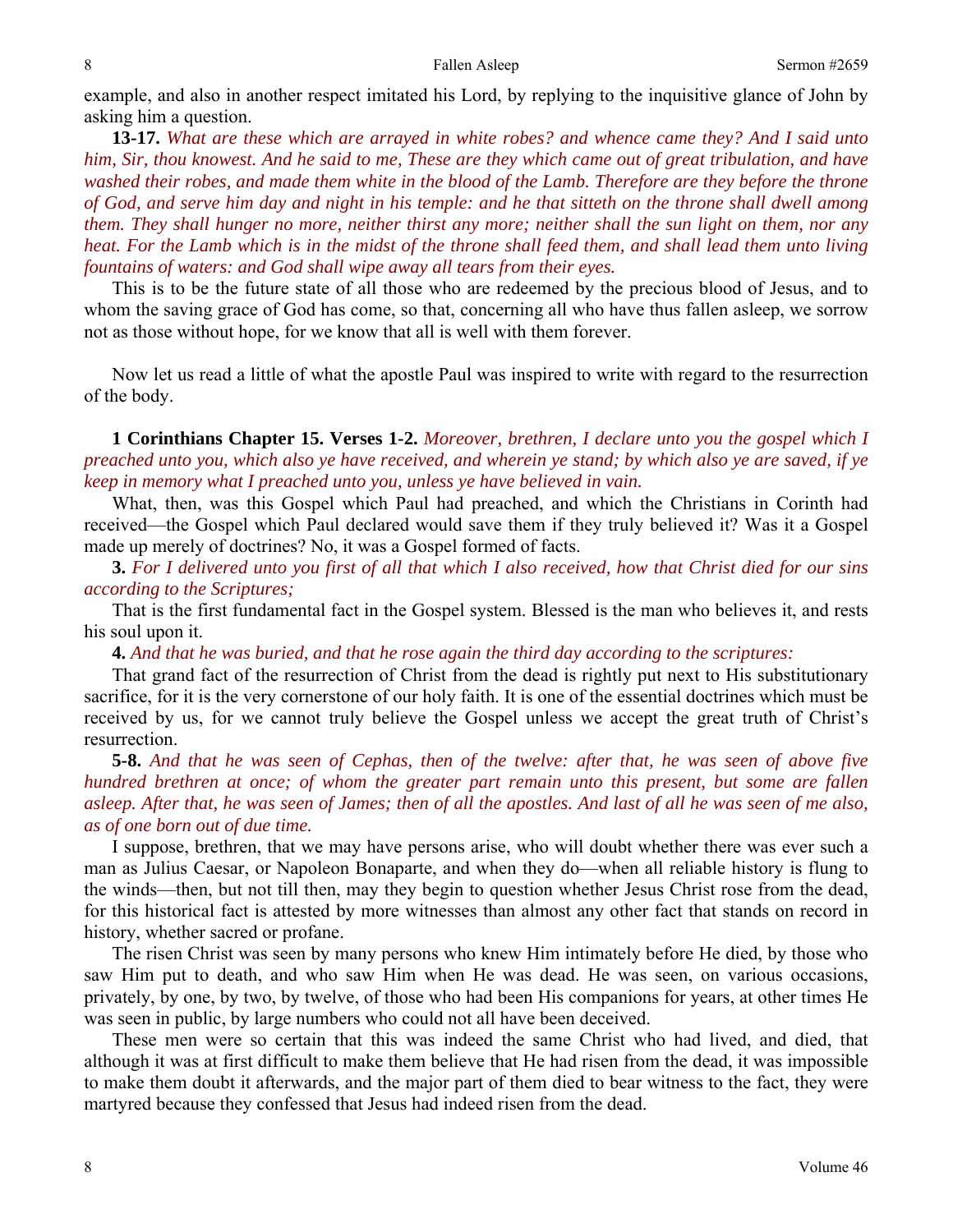example, and also in another respect imitated his Lord, by replying to the inquisitive glance of John by asking him a question.

**13-17.** *What are these which are arrayed in white robes? and whence came they? And I said unto him, Sir, thou knowest. And he said to me, These are they which came out of great tribulation, and have washed their robes, and made them white in the blood of the Lamb. Therefore are they before the throne of God, and serve him day and night in his temple: and he that sitteth on the throne shall dwell among them. They shall hunger no more, neither thirst any more; neither shall the sun light on them, nor any heat. For the Lamb which is in the midst of the throne shall feed them, and shall lead them unto living fountains of waters: and God shall wipe away all tears from their eyes.*

This is to be the future state of all those who are redeemed by the precious blood of Jesus, and to whom the saving grace of God has come, so that, concerning all who have thus fallen asleep, we sorrow not as those without hope, for we know that all is well with them forever.

Now let us read a little of what the apostle Paul was inspired to write with regard to the resurrection of the body.

**1 Corinthians Chapter 15. Verses 1-2.** *Moreover, brethren, I declare unto you the gospel which I preached unto you, which also ye have received, and wherein ye stand; by which also ye are saved, if ye keep in memory what I preached unto you, unless ye have believed in vain.*

What, then, was this Gospel which Paul had preached, and which the Christians in Corinth had received—the Gospel which Paul declared would save them if they truly believed it? Was it a Gospel made up merely of doctrines? No, it was a Gospel formed of facts.

**3.** *For I delivered unto you first of all that which I also received, how that Christ died for our sins according to the Scriptures;*

That is the first fundamental fact in the Gospel system. Blessed is the man who believes it, and rests his soul upon it.

**4.** *And that he was buried, and that he rose again the third day according to the scriptures:*

That grand fact of the resurrection of Christ from the dead is rightly put next to His substitutionary sacrifice, for it is the very cornerstone of our holy faith. It is one of the essential doctrines which must be received by us, for we cannot truly believe the Gospel unless we accept the great truth of Christ's resurrection.

**5-8.** *And that he was seen of Cephas, then of the twelve: after that, he was seen of above five hundred brethren at once; of whom the greater part remain unto this present, but some are fallen asleep. After that, he was seen of James; then of all the apostles. And last of all he was seen of me also, as of one born out of due time.*

I suppose, brethren, that we may have persons arise, who will doubt whether there was ever such a man as Julius Caesar, or Napoleon Bonaparte, and when they do—when all reliable history is flung to the winds—then, but not till then, may they begin to question whether Jesus Christ rose from the dead, for this historical fact is attested by more witnesses than almost any other fact that stands on record in history, whether sacred or profane.

The risen Christ was seen by many persons who knew Him intimately before He died, by those who saw Him put to death, and who saw Him when He was dead. He was seen, on various occasions, privately, by one, by two, by twelve, of those who had been His companions for years, at other times He was seen in public, by large numbers who could not all have been deceived.

These men were so certain that this was indeed the same Christ who had lived, and died, that although it was at first difficult to make them believe that He had risen from the dead, it was impossible to make them doubt it afterwards, and the major part of them died to bear witness to the fact, they were martyred because they confessed that Jesus had indeed risen from the dead.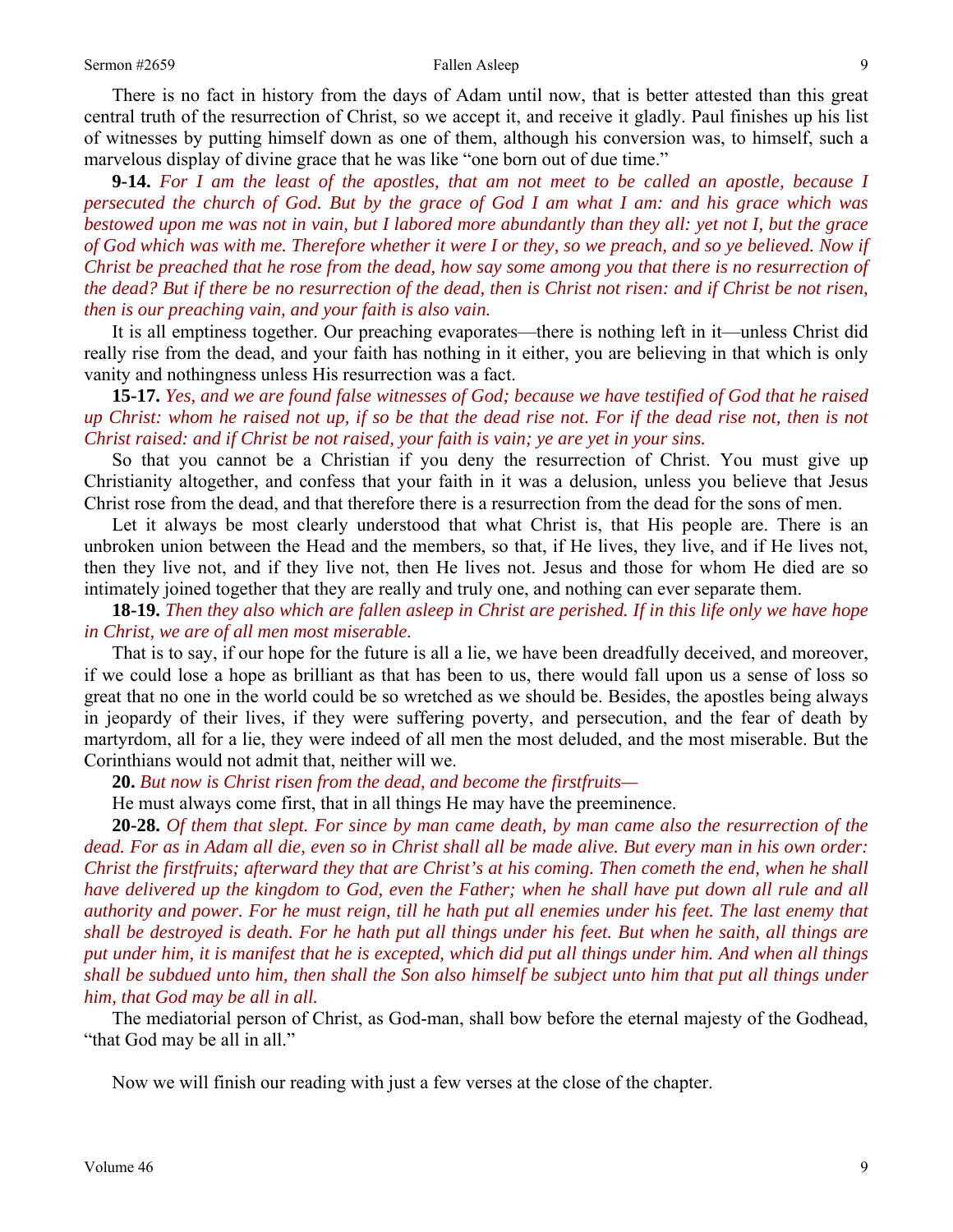There is no fact in history from the days of Adam until now, that is better attested than this great central truth of the resurrection of Christ, so we accept it, and receive it gladly. Paul finishes up his list of witnesses by putting himself down as one of them, although his conversion was, to himself, such a marvelous display of divine grace that he was like "one born out of due time."

**9-14.** *For I am the least of the apostles, that am not meet to be called an apostle, because I persecuted the church of God. But by the grace of God I am what I am: and his grace which was bestowed upon me was not in vain, but I labored more abundantly than they all: yet not I, but the grace of God which was with me. Therefore whether it were I or they, so we preach, and so ye believed. Now if Christ be preached that he rose from the dead, how say some among you that there is no resurrection of the dead? But if there be no resurrection of the dead, then is Christ not risen: and if Christ be not risen, then is our preaching vain, and your faith is also vain.*

It is all emptiness together. Our preaching evaporates—there is nothing left in it—unless Christ did really rise from the dead, and your faith has nothing in it either, you are believing in that which is only vanity and nothingness unless His resurrection was a fact.

**15-17.** *Yes, and we are found false witnesses of God; because we have testified of God that he raised up Christ: whom he raised not up, if so be that the dead rise not. For if the dead rise not, then is not Christ raised: and if Christ be not raised, your faith is vain; ye are yet in your sins.*

So that you cannot be a Christian if you deny the resurrection of Christ. You must give up Christianity altogether, and confess that your faith in it was a delusion, unless you believe that Jesus Christ rose from the dead, and that therefore there is a resurrection from the dead for the sons of men.

Let it always be most clearly understood that what Christ is, that His people are. There is an unbroken union between the Head and the members, so that, if He lives, they live, and if He lives not, then they live not, and if they live not, then He lives not. Jesus and those for whom He died are so intimately joined together that they are really and truly one, and nothing can ever separate them.

**18-19.** *Then they also which are fallen asleep in Christ are perished. If in this life only we have hope in Christ, we are of all men most miserable.*

That is to say, if our hope for the future is all a lie, we have been dreadfully deceived, and moreover, if we could lose a hope as brilliant as that has been to us, there would fall upon us a sense of loss so great that no one in the world could be so wretched as we should be. Besides, the apostles being always in jeopardy of their lives, if they were suffering poverty, and persecution, and the fear of death by martyrdom, all for a lie, they were indeed of all men the most deluded, and the most miserable. But the Corinthians would not admit that, neither will we.

**20.** *But now is Christ risen from the dead, and become the firstfruits—*

He must always come first, that in all things He may have the preeminence.

**20-28.** *Of them that slept. For since by man came death, by man came also the resurrection of the dead. For as in Adam all die, even so in Christ shall all be made alive. But every man in his own order: Christ the firstfruits; afterward they that are Christ's at his coming. Then cometh the end, when he shall have delivered up the kingdom to God, even the Father; when he shall have put down all rule and all authority and power. For he must reign, till he hath put all enemies under his feet. The last enemy that shall be destroyed is death. For he hath put all things under his feet. But when he saith, all things are put under him, it is manifest that he is excepted, which did put all things under him. And when all things shall be subdued unto him, then shall the Son also himself be subject unto him that put all things under him, that God may be all in all.*

The mediatorial person of Christ, as God-man, shall bow before the eternal majesty of the Godhead, "that God may be all in all."

Now we will finish our reading with just a few verses at the close of the chapter.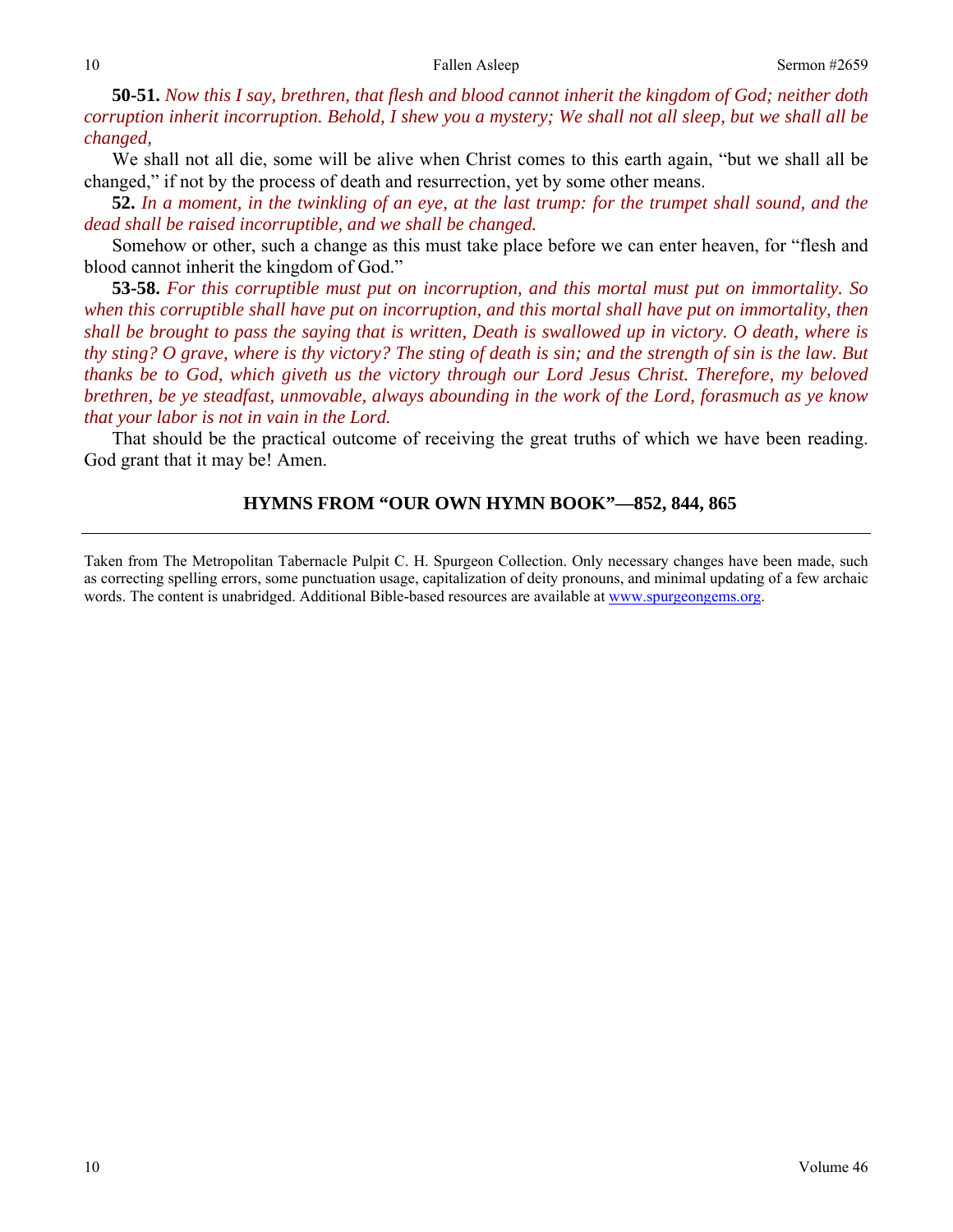**50-51.** *Now this I say, brethren, that flesh and blood cannot inherit the kingdom of God; neither doth corruption inherit incorruption. Behold, I shew you a mystery; We shall not all sleep, but we shall all be changed,*

We shall not all die, some will be alive when Christ comes to this earth again, "but we shall all be changed," if not by the process of death and resurrection, yet by some other means.

**52.** *In a moment, in the twinkling of an eye, at the last trump: for the trumpet shall sound, and the dead shall be raised incorruptible, and we shall be changed.*

Somehow or other, such a change as this must take place before we can enter heaven, for "flesh and blood cannot inherit the kingdom of God."

**53-58.** *For this corruptible must put on incorruption, and this mortal must put on immortality. So when this corruptible shall have put on incorruption, and this mortal shall have put on immortality, then shall be brought to pass the saying that is written, Death is swallowed up in victory. O death, where is thy sting? O grave, where is thy victory? The sting of death is sin; and the strength of sin is the law. But thanks be to God, which giveth us the victory through our Lord Jesus Christ. Therefore, my beloved brethren, be ye steadfast, unmovable, always abounding in the work of the Lord, forasmuch as ye know that your labor is not in vain in the Lord.*

That should be the practical outcome of receiving the great truths of which we have been reading. God grant that it may be! Amen.

**HYMNS FROM "OUR OWN HYMN BOOK"—852, 844, 865**

---

Taken from The Metropolitan Tabernacle Pulpit C. H. Spurgeon Collection. Only necessary changes have been made, such as correcting spelling errors, some punctuation usage, capitalization of deity pronouns, and minimal updating of a few archaic words. The content is unabridged. Additional Bible-based resources are available at www.spurgeongems.org.